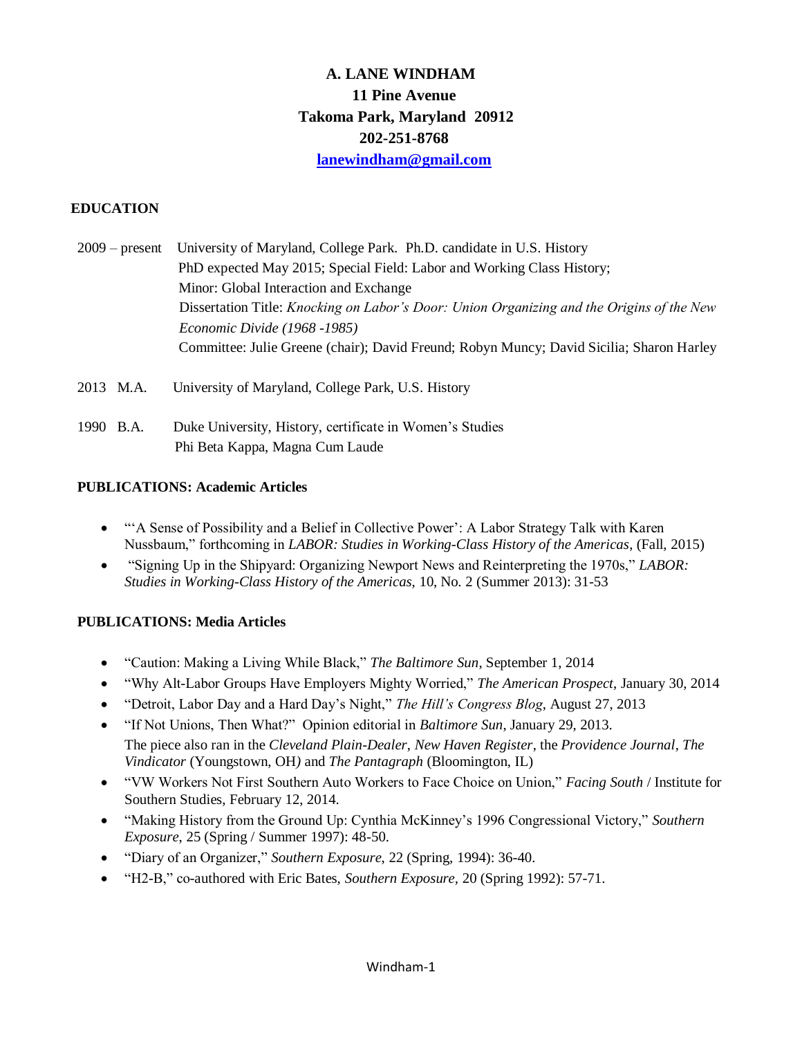# A. LANE WINDHAM

**11 Pine Avenue**
**Takoma Park, Maryland 20912**
**202-251-8768**
**[lanewindham@gmail.com](mailto:lanewindham@gmail.com)**

## EDUCATION

2009 – present University of Maryland, College Park. Ph.D. candidate in U.S. History
PhD expected May 2015; Special Field: Labor and Working Class History;
Minor: Global Interaction and Exchange
Dissertation Title: *Knocking on Labor's Door: Union Organizing and the Origins of the New Economic Divide (1968 -1985)*
Committee: Julie Greene (chair); David Freund; Robyn Muncy; David Sicilia; Sharon Harley

2013 M.A. University of Maryland, College Park, U.S. History

1990 B.A. Duke University, History, certificate in Women's Studies
Phi Beta Kappa, Magna Cum Laude

## PUBLICATIONS: Academic Articles

- "'A Sense of Possibility and a Belief in Collective Power': A Labor Strategy Talk with Karen Nussbaum," forthcoming in *LABOR: Studies in Working-Class History of the Americas*, (Fall, 2015)
- "Signing Up in the Shipyard: Organizing Newport News and Reinterpreting the 1970s," *LABOR: Studies in Working-Class History of the Americas*, 10, No. 2 (Summer 2013): 31-53

## PUBLICATIONS: Media Articles

- "Caution: Making a Living While Black," *The Baltimore Sun*, September 1, 2014
- "Why Alt-Labor Groups Have Employers Mighty Worried," *The American Prospect*, January 30, 2014
- "Detroit, Labor Day and a Hard Day's Night," *The Hill's Congress Blog*, August 27, 2013
- "If Not Unions, Then What?" Opinion editorial in *Baltimore Sun*, January 29, 2013.
  The piece also ran in the *Cleveland Plain-Dealer*, *New Haven Register*, the *Providence Journal*, *The Vindicator* (Youngstown, OH) and *The Pantagraph* (Bloomington, IL)
- "VW Workers Not First Southern Auto Workers to Face Choice on Union," *Facing South* / Institute for Southern Studies, February 12, 2014.
- "Making History from the Ground Up: Cynthia McKinney's 1996 Congressional Victory," *Southern Exposure*, 25 (Spring / Summer 1997): 48-50.
- "Diary of an Organizer," *Southern Exposure*, 22 (Spring, 1994): 36-40.
- "H2-B," co-authored with Eric Bates, *Southern Exposure*, 20 (Spring 1992): 57-71.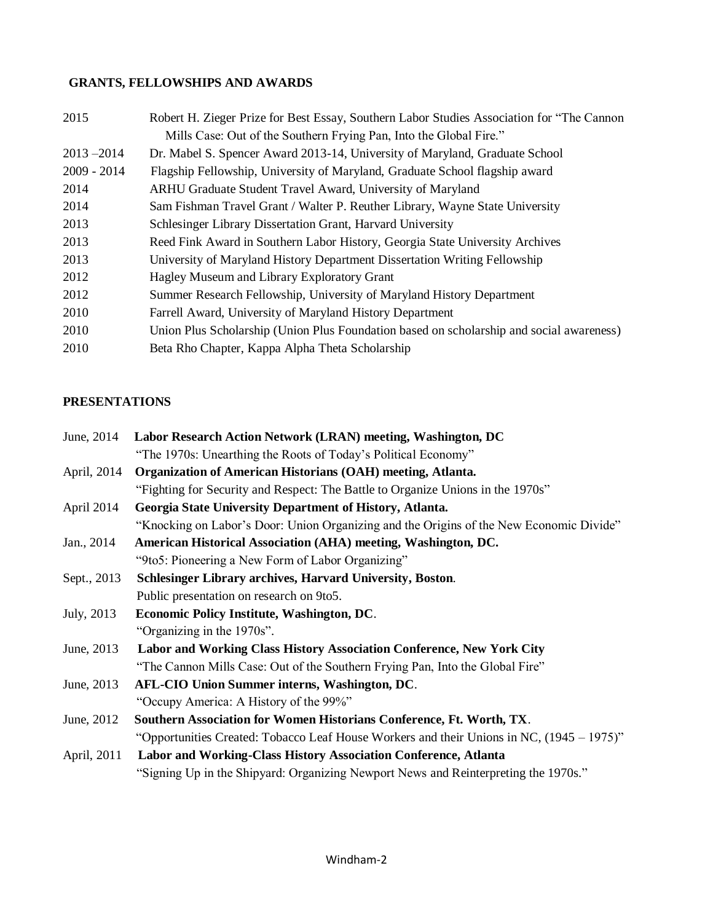## GRANTS, FELLOWSHIPS AND AWARDS

2015 Robert H. Zieger Prize for Best Essay, Southern Labor Studies Association for "The Cannon Mills Case: Out of the Southern Frying Pan, Into the Global Fire."

2013 –2014 Dr. Mabel S. Spencer Award 2013-14, University of Maryland, Graduate School

2009 - 2014 Flagship Fellowship, University of Maryland, Graduate School flagship award

2014 ARHU Graduate Student Travel Award, University of Maryland

2014 Sam Fishman Travel Grant / Walter P. Reuther Library, Wayne State University

2013 Schlesinger Library Dissertation Grant, Harvard University

2013 Reed Fink Award in Southern Labor History, Georgia State University Archives

2013 University of Maryland History Department Dissertation Writing Fellowship

2012 Hagley Museum and Library Exploratory Grant

2012 Summer Research Fellowship, University of Maryland History Department

2010 Farrell Award, University of Maryland History Department

2010 Union Plus Scholarship (Union Plus Foundation based on scholarship and social awareness)

2010 Beta Rho Chapter, Kappa Alpha Theta Scholarship

## PRESENTATIONS

June, 2014 **Labor Research Action Network (LRAN) meeting, Washington, DC**
"The 1970s: Unearthing the Roots of Today's Political Economy"

April, 2014 **Organization of American Historians (OAH) meeting, Atlanta.**
"Fighting for Security and Respect: The Battle to Organize Unions in the 1970s"

April 2014 **Georgia State University Department of History, Atlanta.**
"Knocking on Labor's Door: Union Organizing and the Origins of the New Economic Divide"

Jan., 2014 **American Historical Association (AHA) meeting, Washington, DC.**
"9to5: Pioneering a New Form of Labor Organizing"

Sept., 2013 **Schlesinger Library archives, Harvard University, Boston**.
Public presentation on research on 9to5.

July, 2013 **Economic Policy Institute, Washington, DC**.
"Organizing in the 1970s".

June, 2013 **Labor and Working Class History Association Conference, New York City**
"The Cannon Mills Case: Out of the Southern Frying Pan, Into the Global Fire"

June, 2013 **AFL-CIO Union Summer interns, Washington, DC**.
"Occupy America: A History of the 99%"

June, 2012 **Southern Association for Women Historians Conference, Ft. Worth, TX**.
"Opportunities Created: Tobacco Leaf House Workers and their Unions in NC, (1945 – 1975)"

April, 2011 **Labor and Working-Class History Association Conference, Atlanta**
"Signing Up in the Shipyard: Organizing Newport News and Reinterpreting the 1970s."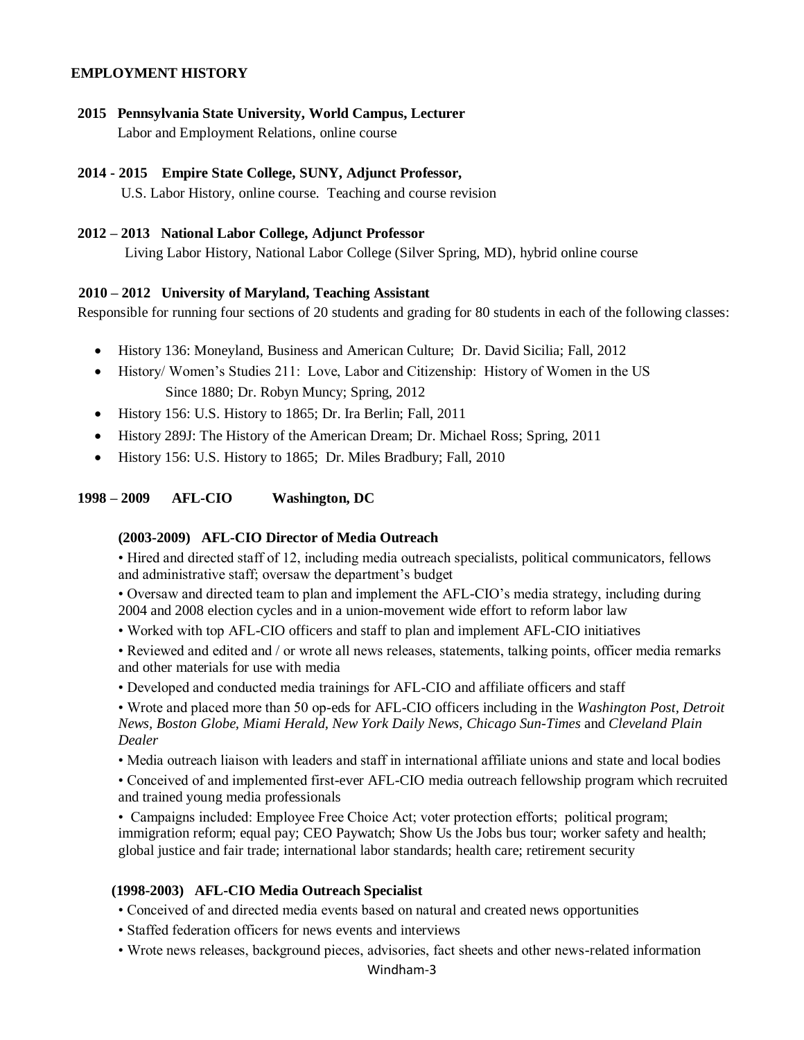## EMPLOYMENT HISTORY

**2015 Pennsylvania State University, World Campus, Lecturer**
Labor and Employment Relations, online course

**2014 - 2015 Empire State College, SUNY, Adjunct Professor,**
U.S. Labor History, online course. Teaching and course revision

**2012 – 2013 National Labor College, Adjunct Professor**
Living Labor History, National Labor College (Silver Spring, MD), hybrid online course

**2010 – 2012 University of Maryland, Teaching Assistant**
Responsible for running four sections of 20 students and grading for 80 students in each of the following classes:

- History 136: Moneyland, Business and American Culture; Dr. David Sicilia; Fall, 2012
- History/ Women's Studies 211: Love, Labor and Citizenship: History of Women in the US Since 1880; Dr. Robyn Muncy; Spring, 2012
- History 156: U.S. History to 1865; Dr. Ira Berlin; Fall, 2011
- History 289J: The History of the American Dream; Dr. Michael Ross; Spring, 2011
- History 156: U.S. History to 1865; Dr. Miles Bradbury; Fall, 2010

**1998 – 2009 AFL-CIO Washington, DC**

**(2003-2009) AFL-CIO Director of Media Outreach**

- Hired and directed staff of 12, including media outreach specialists, political communicators, fellows and administrative staff; oversaw the department's budget
- Oversaw and directed team to plan and implement the AFL-CIO's media strategy, including during 2004 and 2008 election cycles and in a union-movement wide effort to reform labor law
- Worked with top AFL-CIO officers and staff to plan and implement AFL-CIO initiatives
- Reviewed and edited and / or wrote all news releases, statements, talking points, officer media remarks and other materials for use with media
- Developed and conducted media trainings for AFL-CIO and affiliate officers and staff
- Wrote and placed more than 50 op-eds for AFL-CIO officers including in the *Washington Post, Detroit News, Boston Globe, Miami Herald, New York Daily News, Chicago Sun-Times* and *Cleveland Plain Dealer*
- Media outreach liaison with leaders and staff in international affiliate unions and state and local bodies
- Conceived of and implemented first-ever AFL-CIO media outreach fellowship program which recruited and trained young media professionals
- Campaigns included: Employee Free Choice Act; voter protection efforts; political program; immigration reform; equal pay; CEO Paywatch; Show Us the Jobs bus tour; worker safety and health; global justice and fair trade; international labor standards; health care; retirement security

**(1998-2003) AFL-CIO Media Outreach Specialist**

- Conceived of and directed media events based on natural and created news opportunities
- Staffed federation officers for news events and interviews
- Wrote news releases, background pieces, advisories, fact sheets and other news-related information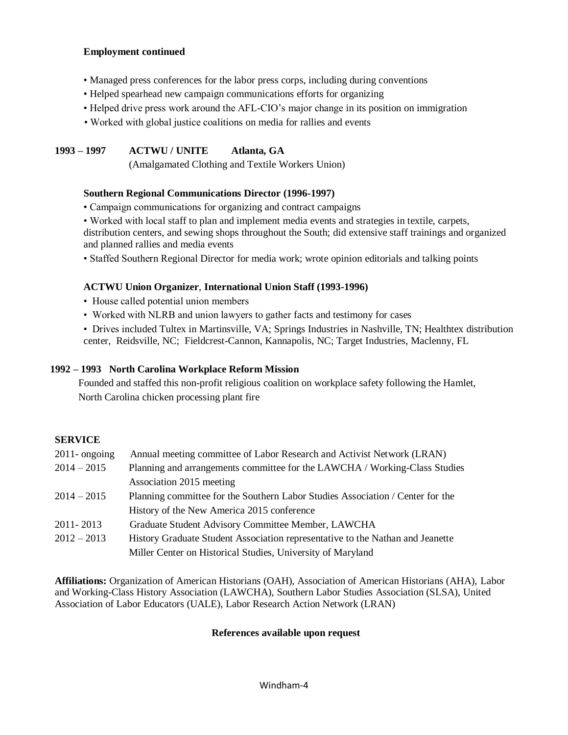**Employment continued**

- Managed press conferences for the labor press corps, including during conventions
- Helped spearhead new campaign communications efforts for organizing
- Helped drive press work around the AFL-CIO's major change in its position on immigration
- Worked with global justice coalitions on media for rallies and events

**1993 – 1997 ACTWU / UNITE Atlanta, GA**
(Amalgamated Clothing and Textile Workers Union)

**Southern Regional Communications Director (1996-1997)**

- Campaign communications for organizing and contract campaigns
- Worked with local staff to plan and implement media events and strategies in textile, carpets, distribution centers, and sewing shops throughout the South; did extensive staff trainings and organized and planned rallies and media events
- Staffed Southern Regional Director for media work; wrote opinion editorials and talking points

**ACTWU Union Organizer**, **International Union Staff (1993-1996)**

- House called potential union members
- Worked with NLRB and union lawyers to gather facts and testimony for cases
- Drives included Tultex in Martinsville, VA; Springs Industries in Nashville, TN; Healthtex distribution center, Reidsville, NC; Fieldcrest-Cannon, Kannapolis, NC; Target Industries, Maclenny, FL

**1992 – 1993 North Carolina Workplace Reform Mission**

Founded and staffed this non-profit religious coalition on workplace safety following the Hamlet, North Carolina chicken processing plant fire

## SERVICE

| | |
|---|---|
| 2011- ongoing | Annual meeting committee of Labor Research and Activist Network (LRAN) |
| 2014 – 2015 | Planning and arrangements committee for the LAWCHA / Working-Class Studies Association 2015 meeting |
| 2014 – 2015 | Planning committee for the Southern Labor Studies Association / Center for the History of the New America 2015 conference |
| 2011- 2013 | Graduate Student Advisory Committee Member, LAWCHA |
| 2012 – 2013 | History Graduate Student Association representative to the Nathan and Jeanette Miller Center on Historical Studies, University of Maryland |

**Affiliations:** Organization of American Historians (OAH), Association of American Historians (AHA), Labor and Working-Class History Association (LAWCHA), Southern Labor Studies Association (SLSA), United Association of Labor Educators (UALE), Labor Research Action Network (LRAN)

**References available upon request**